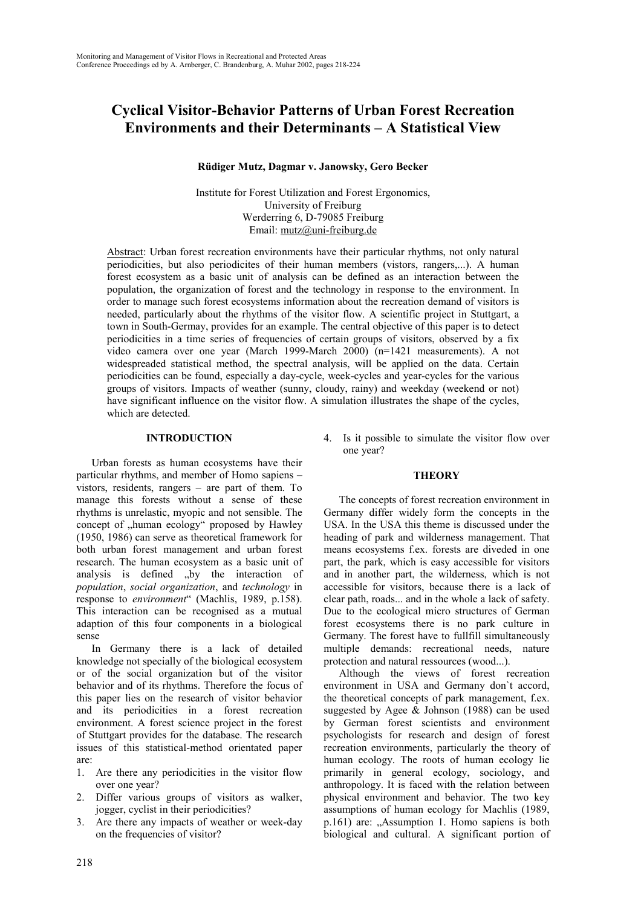# Cyclical Visitor-Behavior Patterns of Urban Forest Recreation Environments and their Determinants – A Statistical View

**Rüdiger Mutz, Dagmar v. Janowsky, Gero Becker**

Institute for Forest Utilization and Forest Ergonomics,
University of Freiburg
Werderring 6, D-79085 Freiburg
Email: mutz@uni-freiburg.de

Abstract: Urban forest recreation environments have their particular rhythms, not only natural periodicities, but also periodicites of their human members (vistors, rangers,...). A human forest ecosystem as a basic unit of analysis can be defined as an interaction between the population, the organization of forest and the technology in response to the environment. In order to manage such forest ecosystems information about the recreation demand of visitors is needed, particularly about the rhythms of the visitor flow. A scientific project in Stuttgart, a town in South-Germany, provides for an example. The central objective of this paper is to detect periodicities in a time series of frequencies of certain groups of visitors, observed by a fix video camera over one year (March 1999-March 2000) (n=1421 measurements). A not widespreaded statistical method, the spectral analysis, will be applied on the data. Certain periodicities can be found, especially a day-cycle, week-cycles and year-cycles for the various groups of visitors. Impacts of weather (sunny, cloudy, rainy) and weekday (weekend or not) have significant influence on the visitor flow. A simulation illustrates the shape of the cycles, which are detected.

## INTRODUCTION

Urban forests as human ecosystems have their particular rhythms, and member of Homo sapiens – vistors, residents, rangers – are part of them. To manage this forests without a sense of these rhythms is unrelastic, myopic and not sensible. The concept of „human ecology" proposed by Hawley (1950, 1986) can serve as theoretical framework for both urban forest management and urban forest research. The human ecosystem as a basic unit of analysis is defined „by the interaction of *population*, *social organization*, and *technology* in response to *environment*" (Machlis, 1989, p.158). This interaction can be recognised as a mutual adaption of this four components in a biological sense

In Germany there is a lack of detailed knowledge not specially of the biological ecosystem or of the social organization but of the visitor behavior and of its rhythms. Therefore the focus of this paper lies on the research of visitor behavior and its periodicities in a forest recreation environment. A forest science project in the forest of Stuttgart provides for the database. The research issues of this statistical-method orientated paper are:

1. Are there any periodicities in the visitor flow over one year?
2. Differ various groups of visitors as walker, jogger, cyclist in their periodicities?
3. Are there any impacts of weather or week-day on the frequencies of visitor?
4. Is it possible to simulate the visitor flow over one year?

## THEORY

The concepts of forest recreation environment in Germany differ widely form the concepts in the USA. In the USA this theme is discussed under the heading of park and wilderness management. That means ecosystems f.ex. forests are diveded in one part, the park, which is easy accessible for visitors and in another part, the wilderness, which is not accessible for visitors, because there is a lack of clear path, roads... and in the whole a lack of safety. Due to the ecological micro structures of German forest ecosystems there is no park culture in Germany. The forest have to fullfill simultaneously multiple demands: recreational needs, nature protection and natural ressources (wood...).

Although the views of forest recreation environment in USA and Germany don`t accord, the theoretical concepts of park management, f.ex. suggested by Agee & Johnson (1988) can be used by German forest scientists and environment psychologists for research and design of forest recreation environments, particularly the theory of human ecology. The roots of human ecology lie primarily in general ecology, sociology, and anthropology. It is faced with the relation between physical environment and behavior. The two key assumptions of human ecology for Machlis (1989, p.161) are: „Assumption 1. Homo sapiens is both biological and cultural. A significant portion of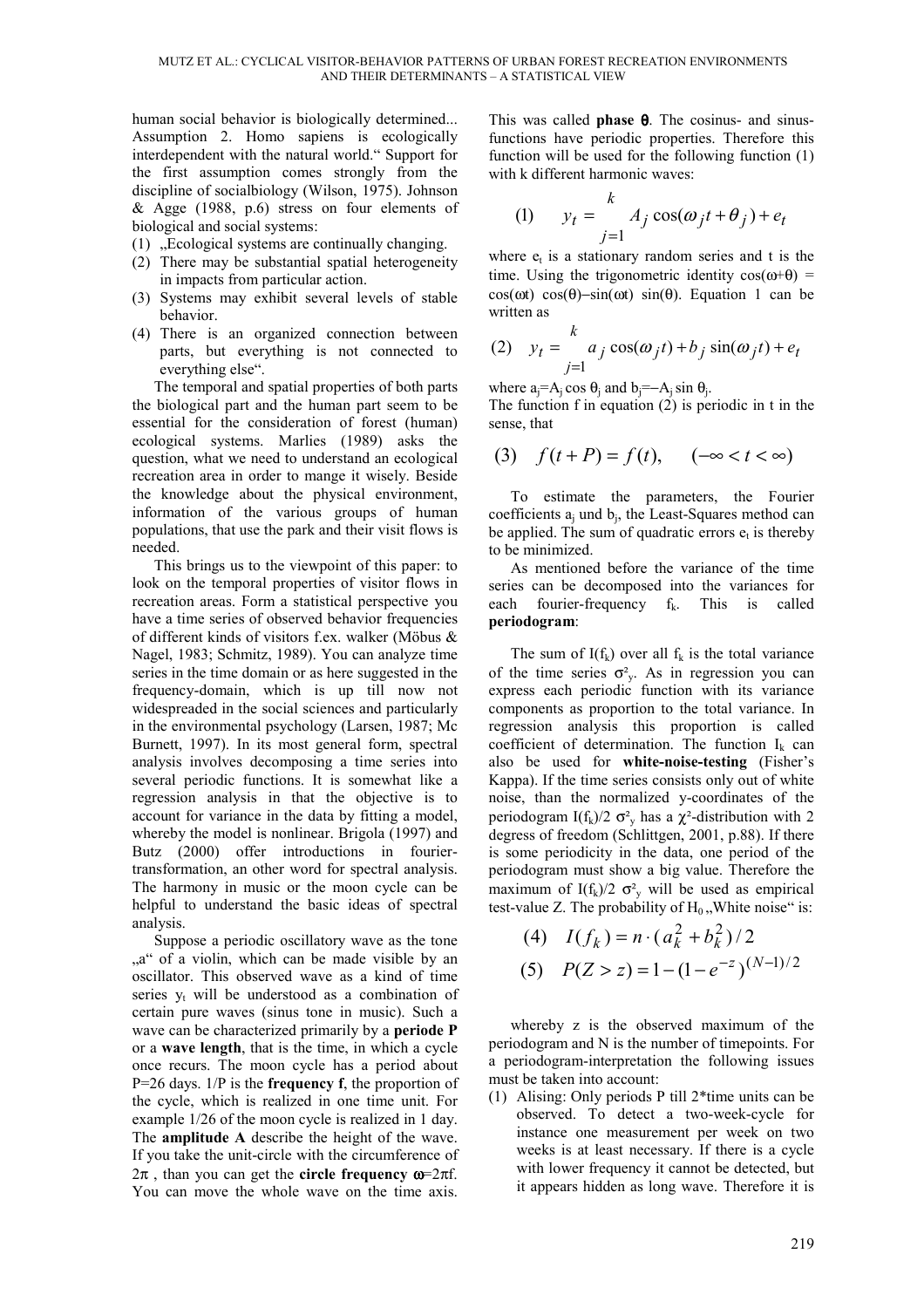human social behavior is biologically determined... Assumption 2. Homo sapiens is ecologically interdependent with the natural world." Support for the first assumption comes strongly from the discipline of socialbiology (Wilson, 1975). Johnson & Agge (1988, p.6) stress on four elements of biological and social systems:

1. „Ecological systems are continually changing.
2. There may be substantial spatial heterogeneity in impacts from particular action.
3. Systems may exhibit several levels of stable behavior.
4. There is an organized connection between parts, but everything is not connected to everything else".

The temporal and spatial properties of both parts the biological part and the human part seem to be essential for the consideration of forest (human) ecological systems. Marlies (1989) asks the question, what we need to understand an ecological recreation area in order to mange it wisely. Beside the knowledge about the physical environment, information of the various groups of human populations, that use the park and their visit flows is needed.

This brings us to the viewpoint of this paper: to look on the temporal properties of visitor flows in recreation areas. Form a statistical perspective you have a time series of observed behavior frequencies of different kinds of visitors f.ex. walker (Möbus & Nagel, 1983; Schmitz, 1989). You can analyze time series in the time domain or as here suggested in the frequency-domain, which is up till now not widespreaded in the social sciences and particularly in the environmental psychology (Larsen, 1987; Mc Burnett, 1997). In its most general form, spectral analysis involves decomposing a time series into several periodic functions. It is somewhat like a regression analysis in that the objective is to account for variance in the data by fitting a model, whereby the model is nonlinear. Brigola (1997) and Butz (2000) offer introductions in fourier-transformation, an other word for spectral analysis. The harmony in music or the moon cycle can be helpful to understand the basic ideas of spectral analysis.

Suppose a periodic oscillatory wave as the tone „a" of a violin, which can be made visible by an oscillator. This observed wave as a kind of time series $y_t$ will be understood as a combination of certain pure waves (sinus tone in music). Such a wave can be characterized primarily by a **periode P** or a **wave length**, that is the time, in which a cycle once recurs. The moon cycle has a period about P=26 days. 1/P is the **frequency f**, the proportion of the cycle, which is realized in one time unit. For example 1/26 of the moon cycle is realized in 1 day. The **amplitude A** describe the height of the wave. If you take the unit-circle with the circumference of $2\pi$ , than you can get the **circle frequency** $\omega=2\pi f$. You can move the whole wave on the time axis. This was called **phase** $\theta$. The cosinus- and sinus-functions have periodic properties. Therefore this function will be used for the following function (1) with k different harmonic waves:

$$(1) \quad y_t = \sum_{j=1}^{k} A_j \cos(\omega_j t + \theta_j) + e_t$$

where $e_t$ is a stationary random series and t is the time. Using the trigonometric identity $\cos(\omega+\theta) = \cos(\omega t)\cos(\theta)-\sin(\omega t)\sin(\theta)$. Equation 1 can be written as

$$(2) \quad y_t = \sum_{j=1}^{k} a_j \cos(\omega_j t) + b_j \sin(\omega_j t) + e_t$$

where $a_j=A_j \cos\theta_j$ and $b_j=-A_j \sin\theta_j$.

The function f in equation (2) is periodic in t in the sense, that

$$(3) \quad f(t+P) = f(t), \qquad (-\infty < t < \infty)$$

To estimate the parameters, the Fourier coefficients $a_j$ und $b_j$, the Least-Squares method can be applied. The sum of quadratic errors $e_t$ is thereby to be minimized.

As mentioned before the variance of the time series can be decomposed into the variances for each fourier-frequency $f_k$. This is called **periodogram**:

The sum of $I(f_k)$ over all $f_k$ is the total variance of the time series $\sigma^2_y$. As in regression you can express each periodic function with its variance components as proportion to the total variance. In regression analysis this proportion is called coefficient of determination. The function $I_k$ can also be used for **white-noise-testing** (Fisher's Kappa). If the time series consists only out of white noise, than the normalized y-coordinates of the periodogram $I(f_k)/2\ \sigma^2_y$ has a $\chi^2$-distribution with 2 degrees of freedom (Schlittgen, 2001, p.88). If there is some periodicity in the data, one period of the periodogram must show a big value. Therefore the maximum of $I(f_k)/2\ \sigma^2_y$ will be used as empirical test-value Z. The probability of $H_0$ „White noise" is:

$$(4) \quad I(f_k) = n \cdot (a_k^2 + b_k^2)/2$$

$$(5) \quad P(Z > z) = 1 - (1 - e^{-z})^{(N-1)/2}$$

whereby z is the observed maximum of the periodogram and N is the number of timepoints. For a periodogram-interpretation the following issues must be taken into account:

1. Alising: Only periods P till 2*time units can be observed. To detect a two-week-cycle for instance one measurement per week on two weeks is at least necessary. If there is a cycle with lower frequency it cannot be detected, but it appears hidden as long wave. Therefore it is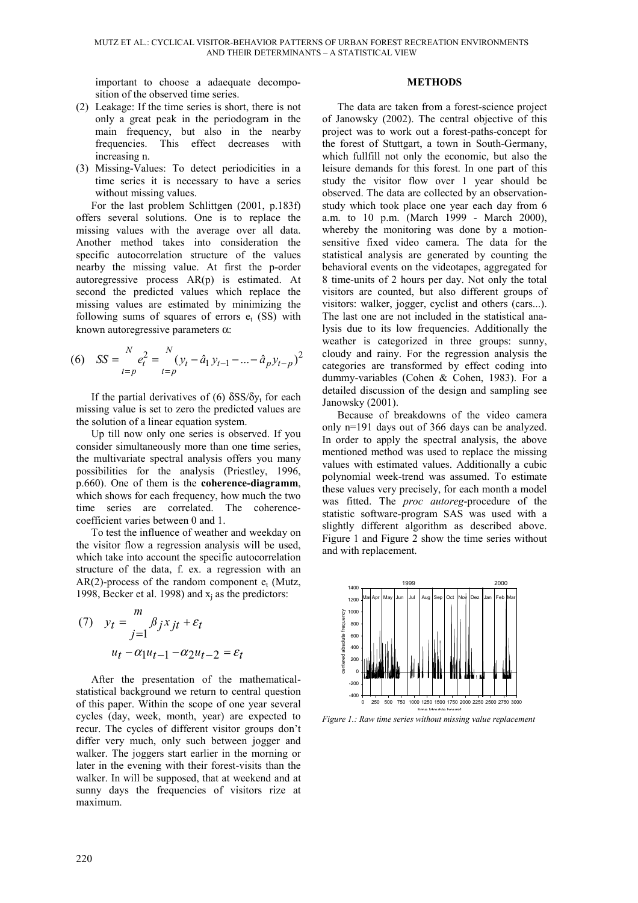important to choose a adaequate decomposition of the observed time series.

(2) Leakage: If the time series is short, there is not only a great peak in the periodogram in the main frequency, but also in the nearby frequencies. This effect decreases with increasing n.

(3) Missing-Values: To detect periodicities in a time series it is necessary to have a series without missing values.

For the last problem Schlittgen (2001, p.183f) offers several solutions. One is to replace the missing values with the average over all data. Another method takes into consideration the specific autocorrelation structure of the values nearby the missing value. At first the p-order autoregressive process AR(p) is estimated. At second the predicted values which replace the missing values are estimated by minimizing the following sums of squares of errors $e_t$ (SS) with known autoregressive parameters $\alpha$:

$$(6) \quad SS = \sum_{t=p}^{N} e_t^2 = \sum_{t=p}^{N} (y_t - \hat{a}_1 y_{t-1} - ... - \hat{a}_p y_{t-p})^2$$

If the partial derivatives of (6) $\delta SS/\delta y_t$ for each missing value is set to zero the predicted values are the solution of a linear equation system.

Up till now only one series is observed. If you consider simultaneously more than one time series, the multivariate spectral analysis offers you many possibilities for the analysis (Priestley, 1996, p.660). One of them is the **coherence-diagramm**, which shows for each frequency, how much the two time series are correlated. The coherence-coefficient varies between 0 and 1.

To test the influence of weather and weekday on the visitor flow a regression analysis will be used, which take into account the specific autocorrelation structure of the data, f. ex. a regression with an AR(2)-process of the random component $e_t$ (Mutz, 1998, Becker et al. 1998) and $x_j$ as the predictors:

$$(7) \quad y_t = \sum_{j=1}^{m} \beta_j x_{jt} + \varepsilon_t$$

$$u_t - \alpha_1 u_{t-1} - \alpha_2 u_{t-2} = \varepsilon_t$$

After the presentation of the mathematical-statistical background we return to central question of this paper. Within the scope of one year several cycles (day, week, month, year) are expected to recur. The cycles of different visitor groups don't differ very much, only such between jogger and walker. The joggers start earlier in the morning or later in the evening with their forest-visits than the walker. In will be supposed, that at weekend and at sunny days the frequencies of visitors rize at maximum.

## METHODS

The data are taken from a forest-science project of Janowsky (2002). The central objective of this project was to work out a forest-paths-concept for the forest of Stuttgart, a town in South-Germany, which fullfill not only the economic, but also the leisure demands for this forest. In one part of this study the visitor flow over 1 year should be observed. The data are collected by an observation-study which took place one year each day from 6 a.m. to 10 p.m. (March 1999 - March 2000), whereby the monitoring was done by a motion-sensitive fixed video camera. The data for the statistical analysis are generated by counting the behavioral events on the videotapes, aggregated for 8 time-units of 2 hours per day. Not only the total visitors are counted, but also different groups of visitors: walker, jogger, cyclist and others (cars...). The last one are not included in the statistical analysis due to its low frequencies. Additionally the weather is categorized in three groups: sunny, cloudy and rainy. For the regression analysis the categories are transformed by effect coding into dummy-variables (Cohen & Cohen, 1983). For a detailed discussion of the design and sampling see Janowsky (2001).

Because of breakdowns of the video camera only n=191 days out of 366 days can be analyzed. In order to apply the spectral analysis, the above mentioned method was used to replace the missing values with estimated values. Additionally a cubic polynomial week-trend was assumed. To estimate these values very precisely, for each month a model was fitted. The *proc autoreg*-procedure of the statistic software-program SAS was used with a slightly different algorithm as described above. Figure 1 and Figure 2 show the time series without and with replacement.

*Figure 1.: Raw time series without missing value replacement*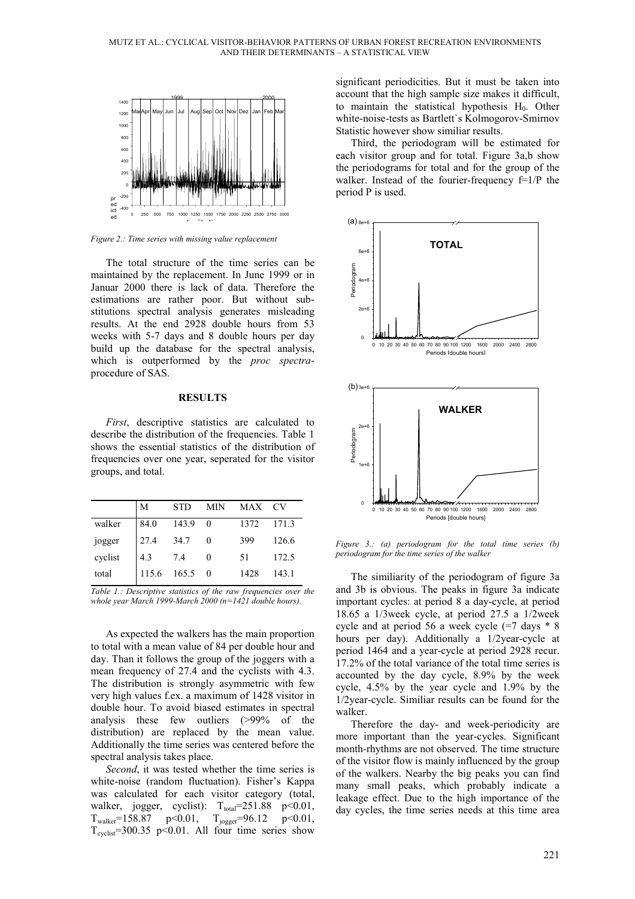*Figure 2.: Time series with missing value replacement*

The total structure of the time series can be maintained by the replacement. In June 1999 or in Januar 2000 there is lack of data. Therefore the estimations are rather poor. But without substitutions spectral analysis generates misleading results. At the end 2928 double hours from 53 weeks with 5-7 days and 8 double hours per day build up the database for the spectral analysis, which is outperformed by the *proc spectra*-procedure of SAS.

## RESULTS

*First*, descriptive statistics are calculated to describe the distribution of the frequencies. Table 1 shows the essential statistics of the distribution of frequencies over one year, seperated for the visitor groups, and total.

| | M | STD | MIN | MAX | CV |
|---|---|---|---|---|---|
| walker | 84.0 | 143.9 | 0 | 1372 | 171.3 |
| jogger | 27.4 | 34.7 | 0 | 399 | 126.6 |
| cyclist | 4.3 | 7.4 | 0 | 51 | 172.5 |
| total | 115.6 | 165.5 | 0 | 1428 | 143.1 |

*Table 1.: Descriptive statistics of the raw frequencies over the whole year March 1999-March 2000 (n=1421 double hours).*

As expected the walkers has the main proportion to total with a mean value of 84 per double hour and day. Than it follows the group of the joggers with a mean frequency of 27.4 and the cyclists with 4.3. The distribution is strongly asymmetric with few very high values f.ex. a maximum of 1428 visitor in double hour. To avoid biased estimates in spectral analysis these few outliers (>99% of the distribution) are replaced by the mean value. Additionally the time series was centered before the spectral analysis takes place.

*Second*, it was tested whether the time series is white-noise (random fluctuation). Fisher's Kappa was calculated for each visitor category (total, walker, jogger, cyclist): $T_{total}$=251.88 $p<0.01$, $T_{walker}$=158.87 $p<0.01$, $T_{jogger}$=96.12 $p<0.01$, $T_{cyclist}$=300.35 $p<0.01$. All four time series show significant periodicities. But it must be taken into account that the high sample size makes it difficult, to maintain the statistical hypothesis $H_0$. Other white-noise-tests as Bartlett`s Kolmogorov-Smirnov Statistic however show similiar results.

Third, the periodogram will be estimated for each visitor group and for total. Figure 3a,b show the periodograms for total and for the group of the walker. Instead of the fourier-frequency f=1/P the period P is used.

*Figure 3.: (a) periodogram for the total time series (b) periodogram for the time series of the walker*

The similiarity of the periodogram of figure 3a and 3b is obvious. The peaks in figure 3a indicate important cycles: at period 8 a day-cycle, at period 18.65 a 1/3week cycle, at period 27.5 a 1/2week cycle and at period 56 a week cycle (=7 days * 8 hours per day). Additionally a 1/2year-cycle at period 1464 and a year-cycle at period 2928 recur. 17.2% of the total variance of the total time series is accounted by the day cycle, 8.9% by the week cycle, 4.5% by the year cycle and 1.9% by the 1/2year-cycle. Similiar results can be found for the walker.

Therefore the day- and week-periodicity are more important than the year-cycles. Significant month-rhythms are not observed. The time structure of the visitor flow is mainly influenced by the group of the walkers. Nearby the big peaks you can find many small peaks, which probably indicate a leakage effect. Due to the high importance of the day cycles, the time series needs at this time area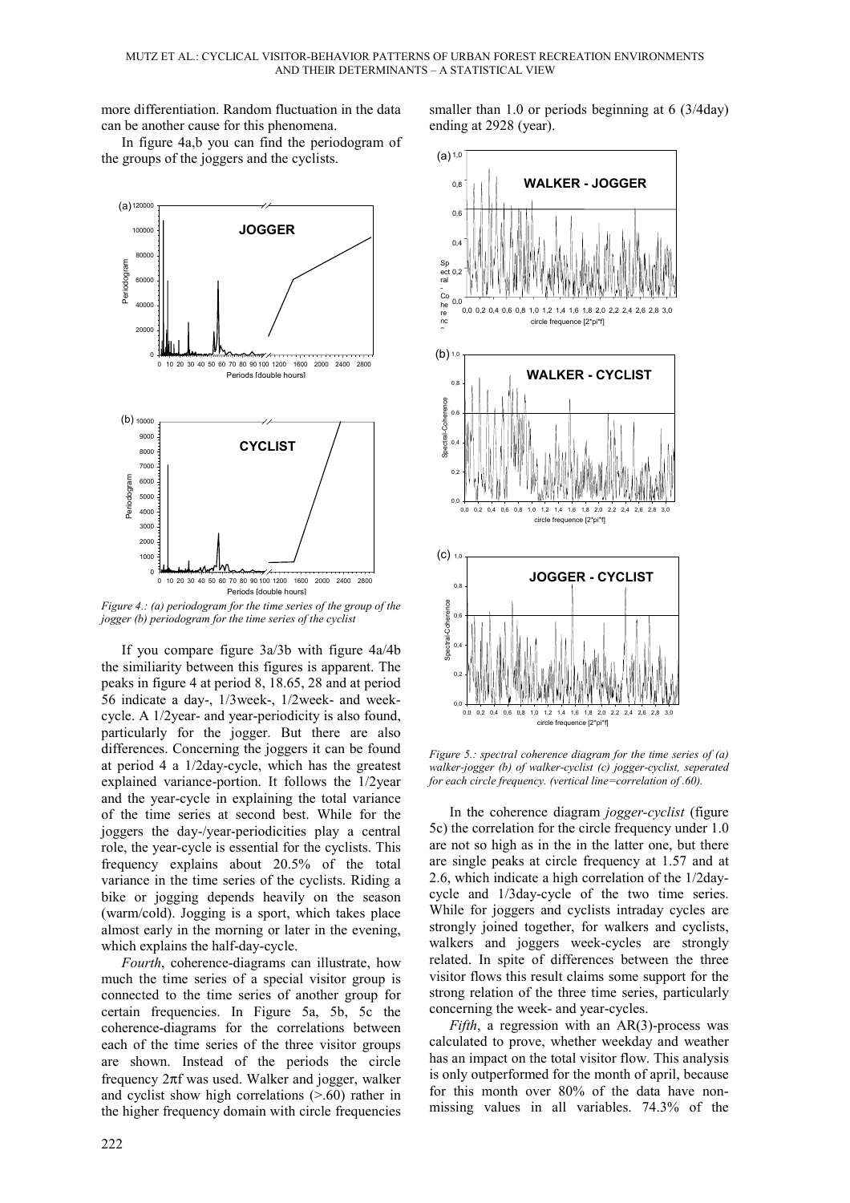more differentiation. Random fluctuation in the data can be another cause for this phenomena.

In figure 4a,b you can find the periodogram of the groups of the joggers and the cyclists.

*Figure 4.: (a) periodogram for the time series of the group of the jogger (b) periodogram for the time series of the cyclist*

If you compare figure 3a/3b with figure 4a/4b the similiarity between this figures is apparent. The peaks in figure 4 at period 8, 18.65, 28 and at period 56 indicate a day-, 1/3week-, 1/2week- and week-cycle. A 1/2year- and year-periodicity is also found, particularly for the jogger. But there are also differences. Concerning the joggers it can be found at period 4 a 1/2day-cycle, which has the greatest explained variance-portion. It follows the 1/2year and the year-cycle in explaining the total variance of the time series at second best. While for the joggers the day-/year-periodicities play a central role, the year-cycle is essential for the cyclists. This frequency explains about 20.5% of the total variance in the time series of the cyclists. Riding a bike or jogging depends heavily on the season (warm/cold). Jogging is a sport, which takes place almost early in the morning or later in the evening, which explains the half-day-cycle.

*Fourth*, coherence-diagrams can illustrate, how much the time series of a special visitor group is connected to the time series of another group for certain frequencies. In Figure 5a, 5b, 5c the coherence-diagrams for the correlations between each of the time series of the three visitor groups are shown. Instead of the periods the circle frequency $2\pi f$ was used. Walker and jogger, walker and cyclist show high correlations (>.60) rather in the higher frequency domain with circle frequencies smaller than 1.0 or periods beginning at 6 (3/4day) ending at 2928 (year).

*Figure 5.: spectral coherence diagram for the time series of (a) walker-jogger (b) of walker-cyclist (c) jogger-cyclist, seperated for each circle frequency. (vertical line=correlation of .60).*

In the coherence diagram *jogger-cyclist* (figure 5c) the correlation for the circle frequency under 1.0 are not so high as in the in the latter one, but there are single peaks at circle frequency at 1.57 and at 2.6, which indicate a high correlation of the 1/2day-cycle and 1/3day-cycle of the two time series. While for joggers and cyclists intraday cycles are strongly joined together, for walkers and cyclists, walkers and joggers week-cycles are strongly related. In spite of differences between the three visitor flows this result claims some support for the strong relation of the three time series, particularly concerning the week- and year-cycles.

*Fifth*, a regression with an AR(3)-process was calculated to prove, whether weekday and weather has an impact on the total visitor flow. This analysis is only outperformed for the month of april, because for this month over 80% of the data have non-missing values in all variables. 74.3% of the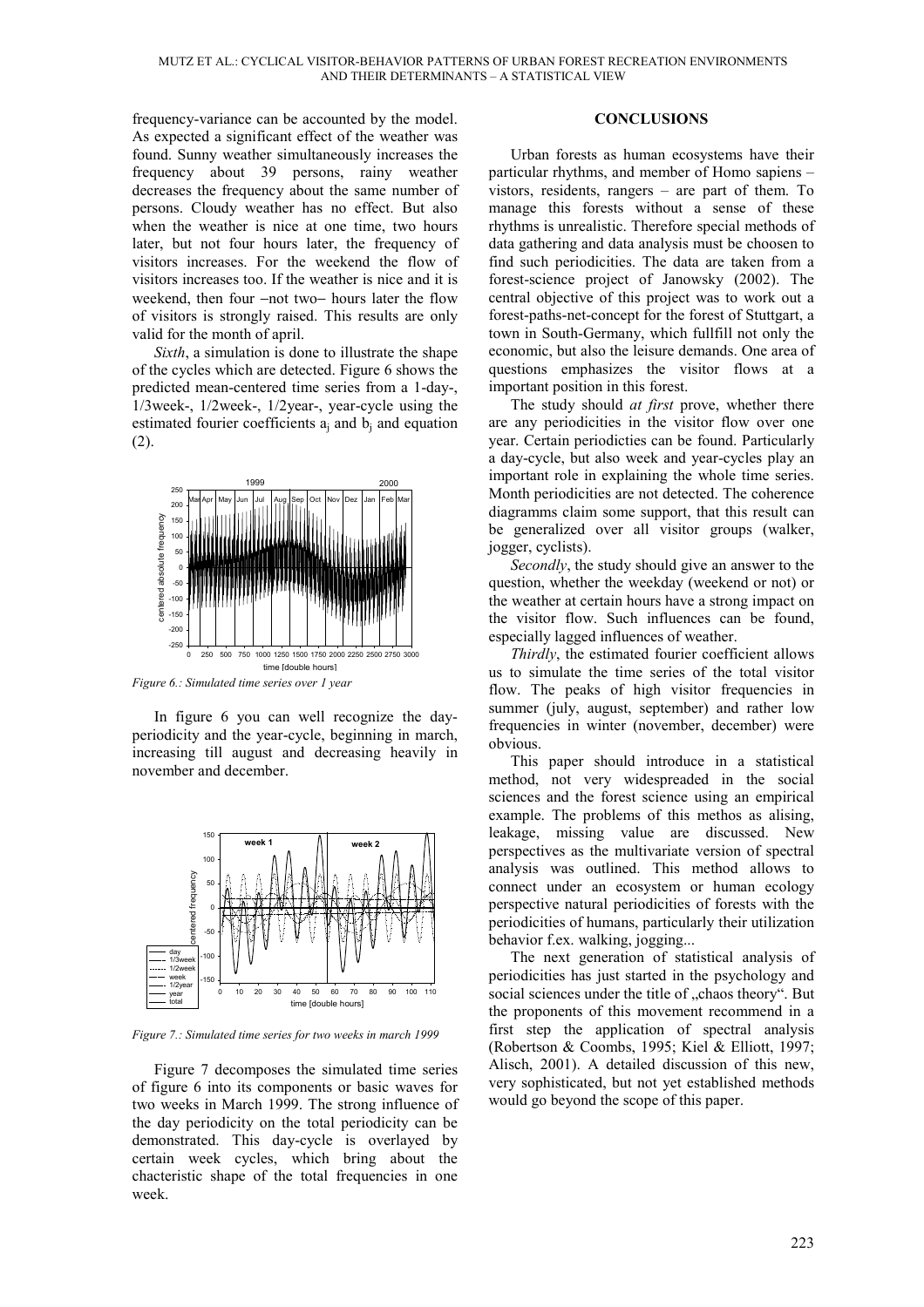frequency-variance can be accounted by the model. As expected a significant effect of the weather was found. Sunny weather simultaneously increases the frequency about 39 persons, rainy weather decreases the frequency about the same number of persons. Cloudy weather has no effect. But also when the weather is nice at one time, two hours later, but not four hours later, the frequency of visitors increases. For the weekend the flow of visitors increases too. If the weather is nice and it is weekend, then four –not two– hours later the flow of visitors is strongly raised. This results are only valid for the month of april.

*Sixth*, a simulation is done to illustrate the shape of the cycles which are detected. Figure 6 shows the predicted mean-centered time series from a 1-day-, 1/3week-, 1/2week-, 1/2year-, year-cycle using the estimated fourier coefficients $a_j$ and $b_j$ and equation (2).

*Figure 6.: Simulated time series over 1 year*

In figure 6 you can well recognize the day-periodicity and the year-cycle, beginning in march, increasing till august and decreasing heavily in november and december.

*Figure 7.: Simulated time series for two weeks in march 1999*

Figure 7 decomposes the simulated time series of figure 6 into its components or basic waves for two weeks in March 1999. The strong influence of the day periodicity on the total periodicity can be demonstrated. This day-cycle is overlayed by certain week cycles, which bring about the chacteristic shape of the total frequencies in one week.

## CONCLUSIONS

Urban forests as human ecosystems have their particular rhythms, and member of Homo sapiens – vistors, residents, rangers – are part of them. To manage this forests without a sense of these rhythms is unrealistic. Therefore special methods of data gathering and data analysis must be choosen to find such periodicities. The data are taken from a forest-science project of Janowsky (2002). The central objective of this project was to work out a forest-paths-net-concept for the forest of Stuttgart, a town in South-Germany, which fullfill not only the economic, but also the leisure demands. One area of questions emphasizes the visitor flows at a important position in this forest.

The study should *at first* prove, whether there are any periodicities in the visitor flow over one year. Certain periodicties can be found. Particularly a day-cycle, but also week and year-cycles play an important role in explaining the whole time series. Month periodicities are not detected. The coherence diagramms claim some support, that this result can be generalized over all visitor groups (walker, jogger, cyclists).

*Secondly*, the study should give an answer to the question, whether the weekday (weekend or not) or the weather at certain hours have a strong impact on the visitor flow. Such influences can be found, especially lagged influences of weather.

*Thirdly*, the estimated fourier coefficient allows us to simulate the time series of the total visitor flow. The peaks of high visitor frequencies in summer (july, august, september) and rather low frequencies in winter (november, december) were obvious.

This paper should introduce in a statistical method, not very widespreaded in the social sciences and the forest science using an empirical example. The problems of this methos as alising, leakage, missing value are discussed. New perspectives as the multivariate version of spectral analysis was outlined. This method allows to connect under an ecosystem or human ecology perspective natural periodicities of forests with the periodicities of humans, particularly their utilization behavior f.ex. walking, jogging...

The next generation of statistical analysis of periodicities has just started in the psychology and social sciences under the title of „chaos theory". But the proponents of this movement recommend in a first step the application of spectral analysis (Robertson & Coombs, 1995; Kiel & Elliott, 1997; Alisch, 2001). A detailed discussion of this new, very sophisticated, but not yet established methods would go beyond the scope of this paper.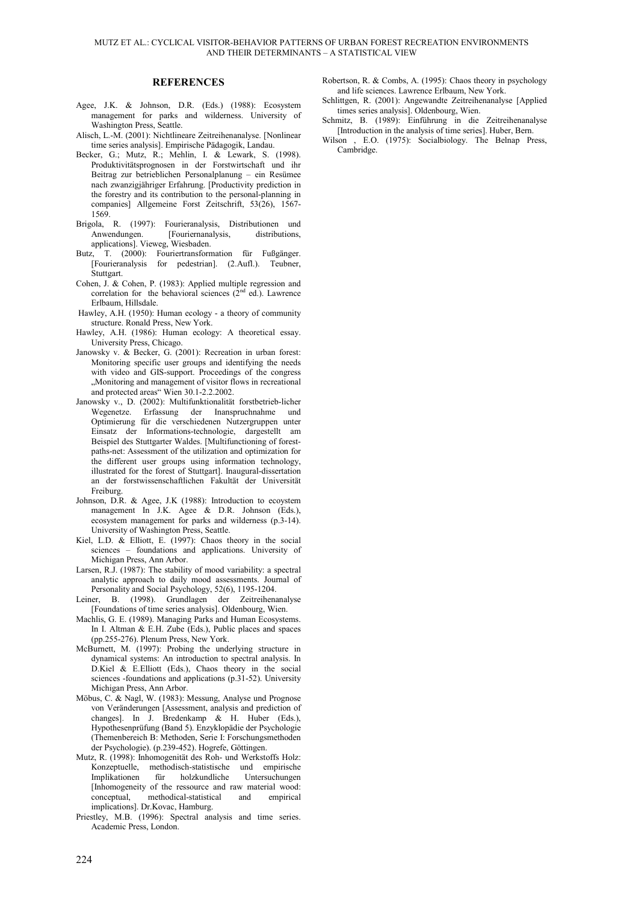## REFERENCES

Agee, J.K. & Johnson, D.R. (Eds.) (1988): Ecosystem management for parks and wilderness. University of Washington Press, Seattle.

Alisch, L.-M. (2001): Nichtlineare Zeitreihenanalyse. [Nonlinear time series analysis]. Empirische Pädagogik, Landau.

Becker, G.; Mutz, R.; Mehlin, I. & Lewark, S. (1998). Produktivitätsprognosen in der Forstwirtschaft und ihr Beitrag zur betrieblichen Personalplanung – ein Resümee nach zwanzigjähriger Erfahrung. [Productivity prediction in the forestry and its contribution to the personal-planning in companies] Allgemeine Forst Zeitschrift, 53(26), 1567-1569.

Brigola, R. (1997): Fourieranalysis, Distributionen und Anwendungen. [Fouriernanalysis, distributions, applications]. Vieweg, Wiesbaden.

Butz, T. (2000): Fouriertransformation für Fußgänger. [Fourieranalysis for pedestrian]. (2.Aufl.). Teubner, Stuttgart.

Cohen, J. & Cohen, P. (1983): Applied multiple regression and correlation for the behavioral sciences (2[nd] ed.). Lawrence Erlbaum, Hillsdale.

Hawley, A.H. (1950): Human ecology - a theory of community structure. Ronald Press, New York.

Hawley, A.H. (1986): Human ecology: A theoretical essay. University Press, Chicago.

Janowsky v. & Becker, G. (2001): Recreation in urban forest: Monitoring specific user groups and identifying the needs with video and GIS-support. Proceedings of the congress „Monitoring and management of visitor flows in recreational and protected areas" Wien 30.1-2.2.2002.

Janowsky v., D. (2002): Multifunktionalität forstbetrieb-licher Wegenetze. Erfassung der Inanspruchnahme und Optimierung für die verschiedenen Nutzergruppen unter Einsatz der Informations-technologie, dargestellt am Beispiel des Stuttgarter Waldes. [Multifunctioning of forest-paths-net: Assessment of the utilization and optimization for the different user groups using information technology, illustrated for the forest of Stuttgart]. Inaugural-dissertation an der forstwissenschaftlichen Fakultät der Universität Freiburg.

Johnson, D.R. & Agee, J.K (1988): Introduction to ecoystem management In J.K. Agee & D.R. Johnson (Eds.), ecosystem management for parks and wilderness (p.3-14). University of Washington Press, Seattle.

Kiel, L.D. & Elliott, E. (1997): Chaos theory in the social sciences – foundations and applications. University of Michigan Press, Ann Arbor.

Larsen, R.J. (1987): The stability of mood variability: a spectral analytic approach to daily mood assessments. Journal of Personality and Social Psychology, 52(6), 1195-1204.

Leiner, B. (1998). Grundlagen der Zeitreihenanalyse [Foundations of time series analysis]. Oldenbourg, Wien.

Machlis, G. E. (1989). Managing Parks and Human Ecosystems. In I. Altman & E.H. Zube (Eds.), Public places and spaces (pp.255-276). Plenum Press, New York.

McBurnett, M. (1997): Probing the underlying structure in dynamical systems: An introduction to spectral analysis. In D.Kiel & E.Elliott (Eds.), Chaos theory in the social sciences -foundations and applications (p.31-52). University Michigan Press, Ann Arbor.

Möbus, C. & Nagl, W. (1983): Messung, Analyse und Prognose von Veränderungen [Assessment, analysis and prediction of changes]. In J. Bredenkamp & H. Huber (Eds.), Hypothesenprüfung (Band 5). Enzyklopädie der Psychologie (Themenbereich B: Methoden, Serie I: Forschungsmethoden der Psychologie). (p.239-452). Hogrefe, Göttingen.

Mutz, R. (1998): Inhomogenität des Roh- und Werkstoffs Holz: Konzeptuelle, methodisch-statistische und empirische Implikationen für holzkundliche Untersuchungen [Inhomogeneity of the ressource and raw material wood: conceptual, methodical-statistical and empirical implications]. Dr.Kovac, Hamburg.

Priestley, M.B. (1996): Spectral analysis and time series. Academic Press, London.

Robertson, R. & Combs, A. (1995): Chaos theory in psychology and life sciences. Lawrence Erlbaum, New York.

Schlittgen, R. (2001): Angewandte Zeitreihenanalyse [Applied times series analysis]. Oldenbourg, Wien.

Schmitz, B. (1989): Einführung in die Zeitreihenanalyse [Introduction in the analysis of time series]. Huber, Bern.

Wilson , E.O. (1975): Socialbiology. The Belnap Press, Cambridge.